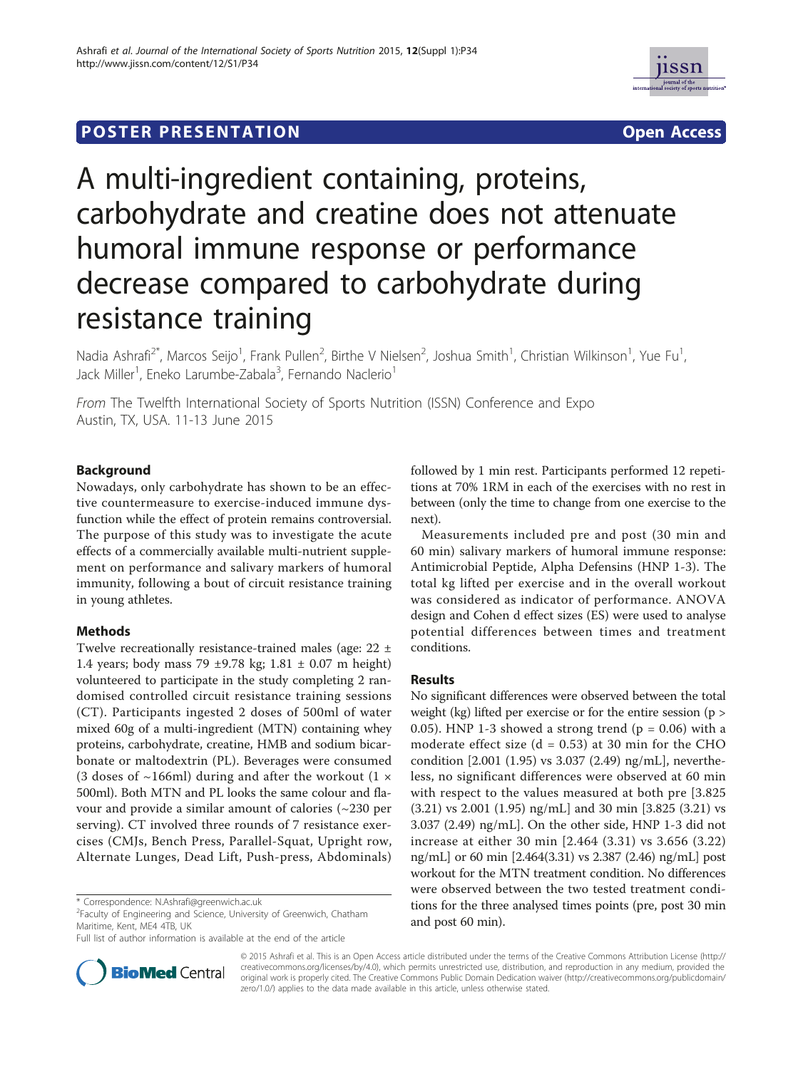**POSTER PRESENTATION** **Open Access**

# A multi-ingredient containing, proteins, carbohydrate and creatine does not attenuate humoral immune response or performance decrease compared to carbohydrate during resistance training

Nadia Ashrafi[2*], Marcos Seijo[1], Frank Pullen[2], Birthe V Nielsen[2], Joshua Smith[1], Christian Wilkinson[1], Yue Fu[1], Jack Miller[1], Eneko Larumbe-Zabala[3], Fernando Naclerio[1]

*From* The Twelfth International Society of Sports Nutrition (ISSN) Conference and Expo
Austin, TX, USA. 11-13 June 2015

## Background

Nowadays, only carbohydrate has shown to be an effective countermeasure to exercise-induced immune dysfunction while the effect of protein remains controversial. The purpose of this study was to investigate the acute effects of a commercially available multi-nutrient supplement on performance and salivary markers of humoral immunity, following a bout of circuit resistance training in young athletes.

## Methods

Twelve recreationally resistance-trained males (age: 22 ± 1.4 years; body mass 79 ±9.78 kg; 1.81 ± 0.07 m height) volunteered to participate in the study completing 2 randomised controlled circuit resistance training sessions (CT). Participants ingested 2 doses of 500ml of water mixed 60g of a multi-ingredient (MTN) containing whey proteins, carbohydrate, creatine, HMB and sodium bicarbonate or maltodextrin (PL). Beverages were consumed (3 doses of ~166ml) during and after the workout (1 × 500ml). Both MTN and PL looks the same colour and flavour and provide a similar amount of calories (~230 per serving). CT involved three rounds of 7 resistance exercises (CMJs, Bench Press, Parallel-Squat, Upright row, Alternate Lunges, Dead Lift, Push-press, Abdominals) followed by 1 min rest. Participants performed 12 repetitions at 70% 1RM in each of the exercises with no rest in between (only the time to change from one exercise to the next).

Measurements included pre and post (30 min and 60 min) salivary markers of humoral immune response: Antimicrobial Peptide, Alpha Defensins (HNP 1-3). The total kg lifted per exercise and in the overall workout was considered as indicator of performance. ANOVA design and Cohen d effect sizes (ES) were used to analyse potential differences between times and treatment conditions.

## Results

No significant differences were observed between the total weight (kg) lifted per exercise or for the entire session ($p > 0.05$). HNP 1-3 showed a strong trend ($p = 0.06$) with a moderate effect size ($d = 0.53$) at 30 min for the CHO condition [2.001 (1.95) vs 3.037 (2.49) ng/mL], nevertheless, no significant differences were observed at 60 min with respect to the values measured at both pre [3.825 (3.21) vs 2.001 (1.95) ng/mL] and 30 min [3.825 (3.21) vs 3.037 (2.49) ng/mL]. On the other side, HNP 1-3 did not increase at either 30 min [2.464 (3.31) vs 3.656 (3.22) ng/mL] or 60 min [2.464(3.31) vs 2.387 (2.46) ng/mL] post workout for the MTN treatment condition. No differences were observed between the two tested treatment conditions for the three analysed times points (pre, post 30 min and post 60 min).

\* Correspondence: N.Ashrafi@greenwich.ac.uk
[2]Faculty of Engineering and Science, University of Greenwich, Chatham Maritime, Kent, ME4 4TB, UK
Full list of author information is available at the end of the article

© 2015 Ashrafi et al. This is an Open Access article distributed under the terms of the Creative Commons Attribution License (http://creativecommons.org/licenses/by/4.0), which permits unrestricted use, distribution, and reproduction in any medium, provided the original work is properly cited. The Creative Commons Public Domain Dedication waiver (http://creativecommons.org/publicdomain/zero/1.0/) applies to the data made available in this article, unless otherwise stated.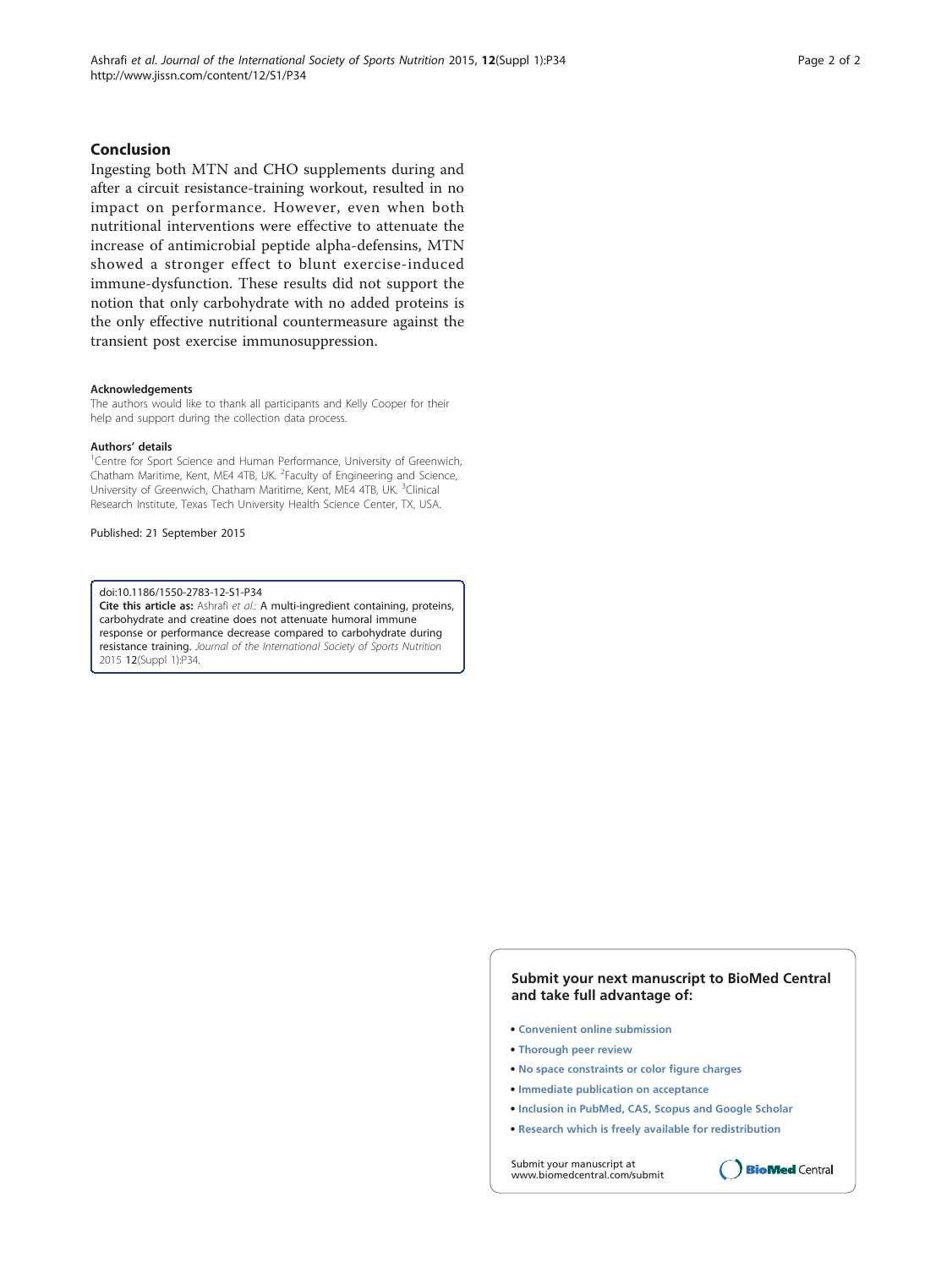## Conclusion

Ingesting both MTN and CHO supplements during and after a circuit resistance-training workout, resulted in no impact on performance. However, even when both nutritional interventions were effective to attenuate the increase of antimicrobial peptide alpha-defensins, MTN showed a stronger effect to blunt exercise-induced immune-dysfunction. These results did not support the notion that only carbohydrate with no added proteins is the only effective nutritional countermeasure against the transient post exercise immunosuppression.

#### Acknowledgements

The authors would like to thank all participants and Kelly Cooper for their help and support during the collection data process.

#### Authors' details

[1]Centre for Sport Science and Human Performance, University of Greenwich, Chatham Maritime, Kent, ME4 4TB, UK. [2]Faculty of Engineering and Science, University of Greenwich, Chatham Maritime, Kent, ME4 4TB, UK. [3]Clinical Research Institute, Texas Tech University Health Science Center, TX, USA.

Published: 21 September 2015

doi:10.1186/1550-2783-12-S1-P34

**Cite this article as:** Ashrafi *et al.*: A multi-ingredient containing, proteins, carbohydrate and creatine does not attenuate humoral immune response or performance decrease compared to carbohydrate during resistance training. *Journal of the International Society of Sports Nutrition* 2015 **12**(Suppl 1):P34.

**Submit your next manuscript to BioMed Central and take full advantage of:**

- Convenient online submission
- Thorough peer review
- No space constraints or color figure charges
- Immediate publication on acceptance
- Inclusion in PubMed, CAS, Scopus and Google Scholar
- Research which is freely available for redistribution

Submit your manuscript at www.biomedcentral.com/submit

BioMed Central